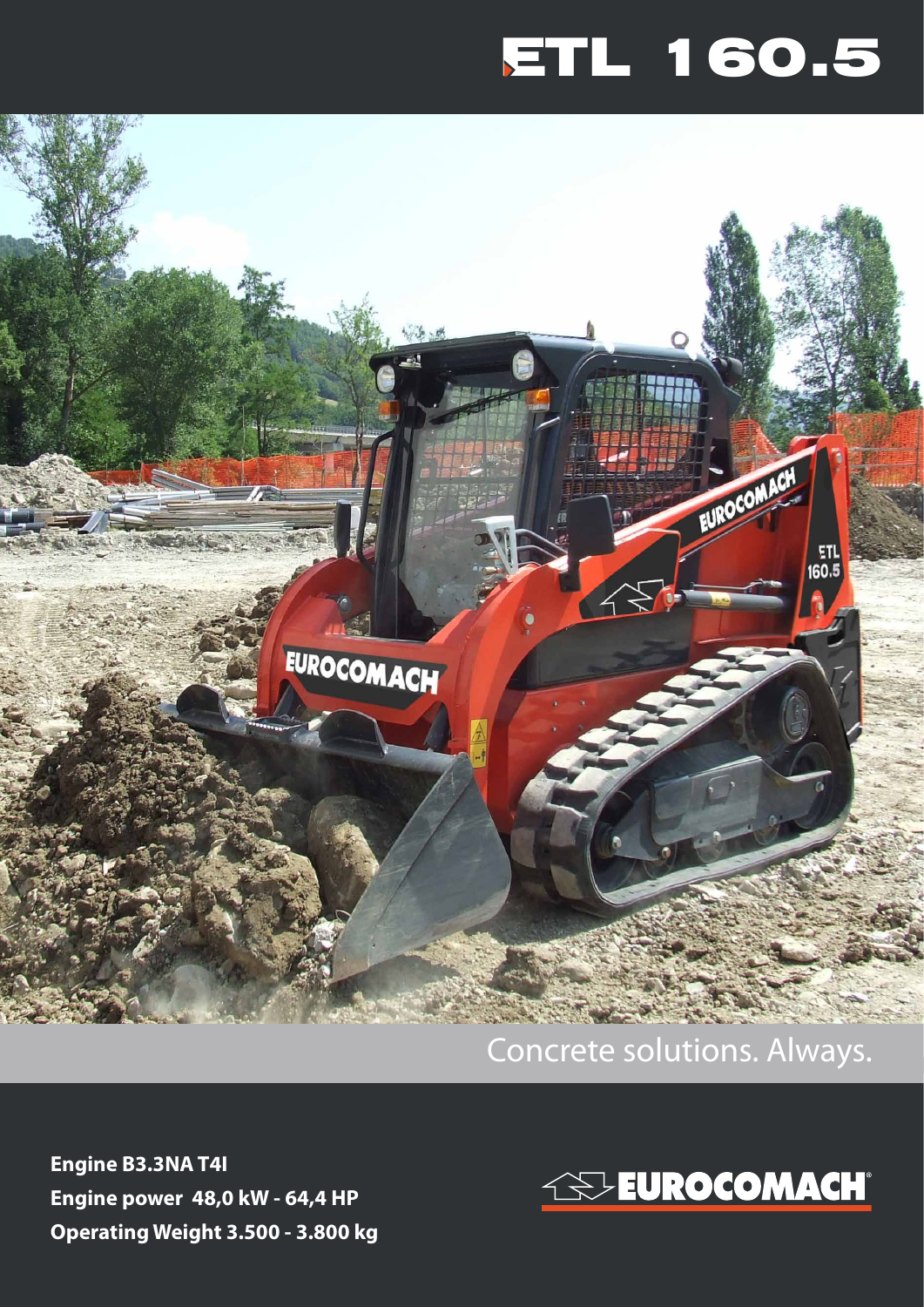# ETL 160.5

Concrete solutions. Always.

**Engine B3.3NA T4I**
**Engine power 48,0 kW - 64,4 HP**
**Operating Weight 3.500 - 3.800 kg**

EUROCOMACH®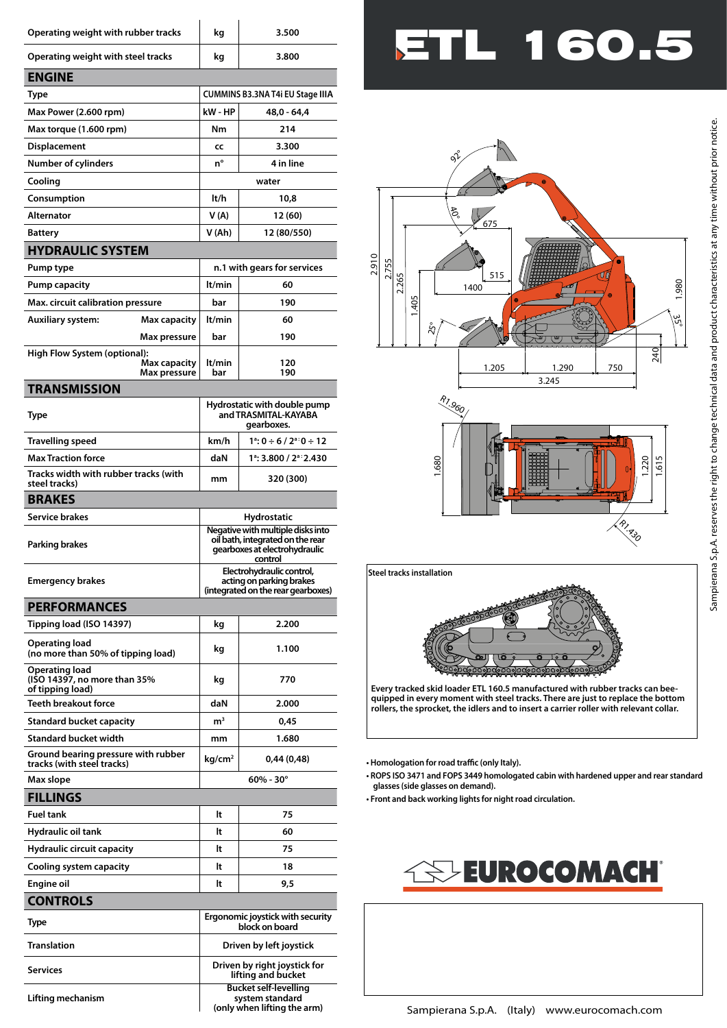# ETL 160.5

| | | |
|---|---|---|
| Operating weight with rubber tracks | kg | 3.500 |
| Operating weight with steel tracks | kg | 3.800 |

## ENGINE

| | | |
|---|---|---|
| Type | | CUMMINS B3.3NA T4i EU Stage IIIA |
| Max Power (2.600 rpm) | kW - HP | 48,0 - 64,4 |
| Max torque (1.600 rpm) | Nm | 214 |
| Displacement | cc | 3.300 |
| Number of cylinders | n° | 4 in line |
| Cooling | | water |
| Consumption | lt/h | 10,8 |
| Alternator | V (A) | 12 (60) |
| Battery | V (Ah) | 12 (80/550) |

## HYDRAULIC SYSTEM

| | | |
|---|---|---|
| Pump type | | n.1 with gears for services |
| Pump capacity | lt/min | 60 |
| Max. circuit calibration pressure | bar | 190 |
| Auxiliary system: Max capacity | lt/min | 60 |
| Max pressure | bar | 190 |
| High Flow System (optional): Max capacity / Max pressure | lt/min / bar | 120 / 190 |

## TRANSMISSION

| | | |
|---|---|---|
| Type | | Hydrostatic with double pump and TRASMITAL-KAYABA gearboxes. |
| Travelling speed | km/h | 1ª: 0 ÷ 6 / 2ª: 0 ÷ 12 |
| Max Traction force | daN | 1ª: 3.800 / 2ª: 2.430 |
| Tracks width with rubber tracks (with steel tracks) | mm | 320 (300) |

## BRAKES

| | |
|---|---|
| Service brakes | Hydrostatic |
| Parking brakes | Negative with multiple disks into oil bath, integrated on the rear gearboxes at electrohydraulic control |
| Emergency brakes | Electrohydraulic control, acting on parking brakes (integrated on the rear gearboxes) |

## PERFORMANCES

| | | |
|---|---|---|
| Tipping load (ISO 14397) | kg | 2.200 |
| Operating load (no more than 50% of tipping load) | kg | 1.100 |
| Operating load (ISO 14397, no more than 35% of tipping load) | kg | 770 |
| Teeth breakout force | daN | 2.000 |
| Standard bucket capacity | m³ | 0,45 |
| Standard bucket width | mm | 1.680 |
| Ground bearing pressure with rubber tracks (with steel tracks) | kg/cm² | 0,44 (0,48) |
| Max slope | | 60% - 30° |

## FILLINGS

| | | |
|---|---|---|
| Fuel tank | lt | 75 |
| Hydraulic oil tank | lt | 60 |
| Hydraulic circuit capacity | lt | 75 |
| Cooling system capacity | lt | 18 |
| Engine oil | lt | 9,5 |

## CONTROLS

| | |
|---|---|
| Type | Ergonomic joystick with security block on board |
| Translation | Driven by left joystick |
| Services | Driven by right joystick for lifting and bucket |
| Lifting mechanism | Bucket self-levelling system standard (only when lifting the arm) |

92° 40° 675 515 1400 2.910 2.755 2.265 1.405 25° 1.980 35° 240 1.205 1.290 750 3.245

R1.960 1.680 1.220 1.615 R1.430

**Steel tracks installation**

Every tracked skid loader ETL 160.5 manufactured with rubber tracks can be equipped in every moment with steel tracks. There are just to replace the bottom rollers, the sprocket, the idlers and to insert a carrier roller with relevant collar.

- Homologation for road traffic (only Italy).
- ROPS ISO 3471 and FOPS 3449 homologated cabin with hardened upper and rear standard glasses (side glasses on demand).
- Front and back working lights for night road circulation.

EUROCOMACH®

Sampierana S.p.A. reserves the right to change technical data and product characteristics at any time without prior notice.

Sampierana S.p.A. (Italy) www.eurocomach.com